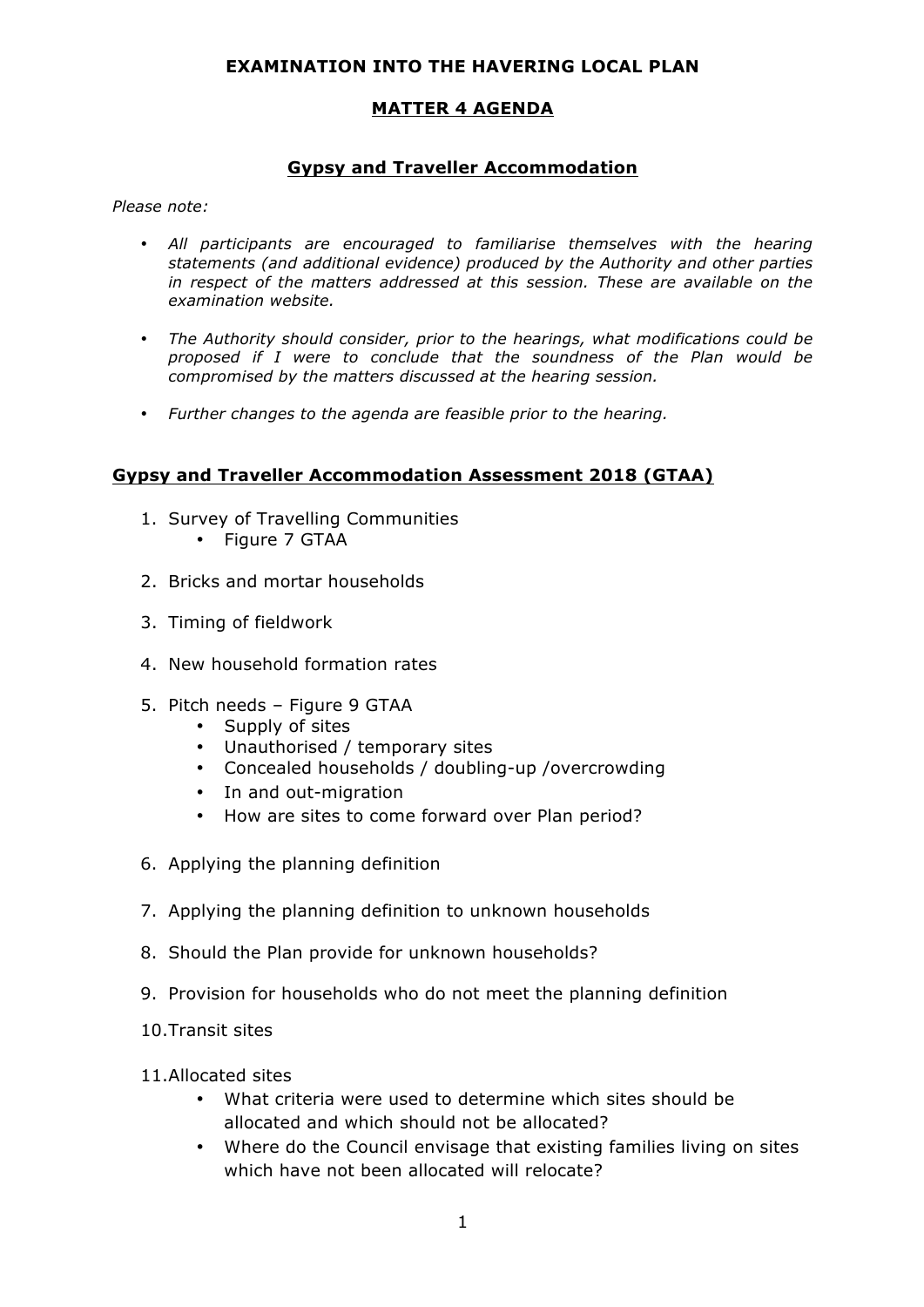# EXAMINATION INTO THE HAVERING LOCAL PLAN

## MATTER 4 AGENDA

## Gypsy and Traveller Accommodation

*Please note:*

- *All participants are encouraged to familiarise themselves with the hearing statements (and additional evidence) produced by the Authority and other parties in respect of the matters addressed at this session. These are available on the examination website.*
- *The Authority should consider, prior to the hearings, what modifications could be proposed if I were to conclude that the soundness of the Plan would be compromised by the matters discussed at the hearing session.*
- *Further changes to the agenda are feasible prior to the hearing.*

### Gypsy and Traveller Accommodation Assessment 2018 (GTAA)

1. Survey of Travelling Communities
   - Figure 7 GTAA
2. Bricks and mortar households
3. Timing of fieldwork
4. New household formation rates
5. Pitch needs – Figure 9 GTAA
   - Supply of sites
   - Unauthorised / temporary sites
   - Concealed households / doubling-up /overcrowding
   - In and out-migration
   - How are sites to come forward over Plan period?
6. Applying the planning definition
7. Applying the planning definition to unknown households
8. Should the Plan provide for unknown households?
9. Provision for households who do not meet the planning definition
10. Transit sites
11. Allocated sites
    - What criteria were used to determine which sites should be allocated and which should not be allocated?
    - Where do the Council envisage that existing families living on sites which have not been allocated will relocate?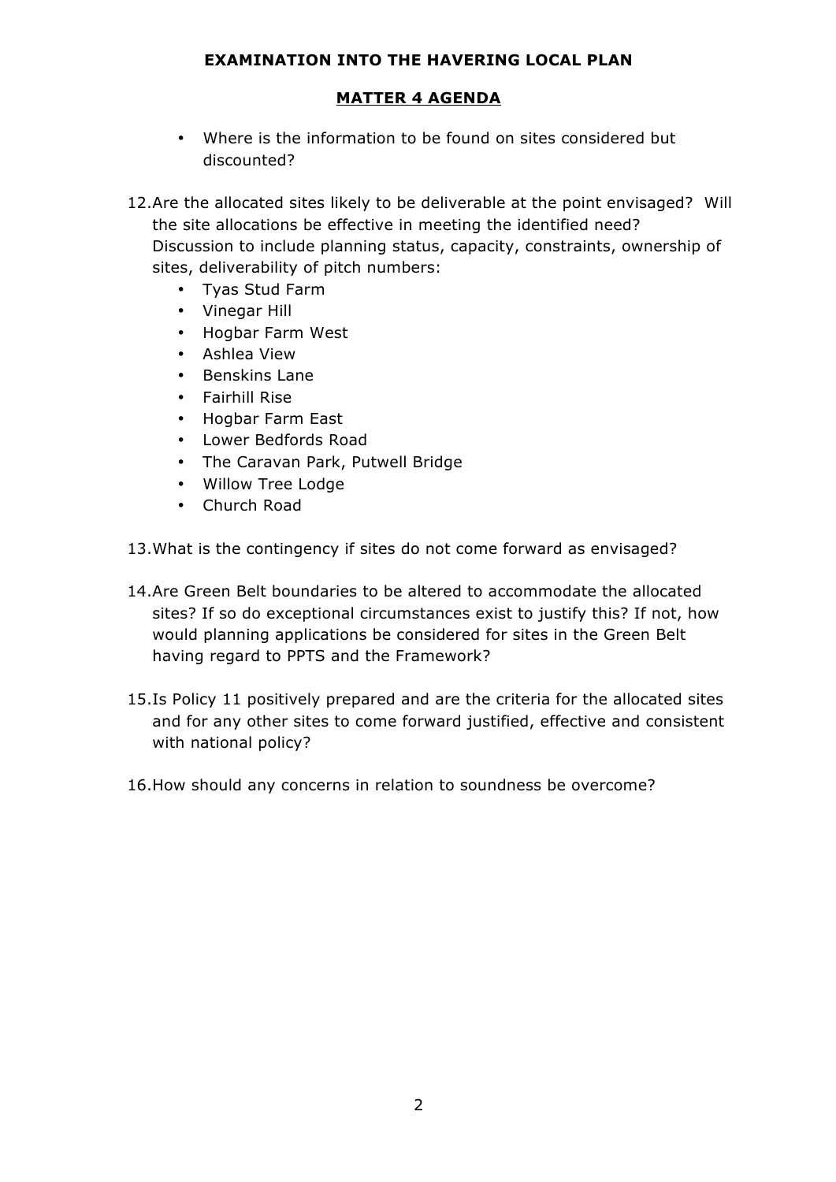**EXAMINATION INTO THE HAVERING LOCAL PLAN**

**MATTER 4 AGENDA**

- Where is the information to be found on sites considered but discounted?

12. Are the allocated sites likely to be deliverable at the point envisaged? Will the site allocations be effective in meeting the identified need? Discussion to include planning status, capacity, constraints, ownership of sites, deliverability of pitch numbers:
    - Tyas Stud Farm
    - Vinegar Hill
    - Hogbar Farm West
    - Ashlea View
    - Benskins Lane
    - Fairhill Rise
    - Hogbar Farm East
    - Lower Bedfords Road
    - The Caravan Park, Putwell Bridge
    - Willow Tree Lodge
    - Church Road

13. What is the contingency if sites do not come forward as envisaged?

14. Are Green Belt boundaries to be altered to accommodate the allocated sites? If so do exceptional circumstances exist to justify this? If not, how would planning applications be considered for sites in the Green Belt having regard to PPTS and the Framework?

15. Is Policy 11 positively prepared and are the criteria for the allocated sites and for any other sites to come forward justified, effective and consistent with national policy?

16. How should any concerns in relation to soundness be overcome?